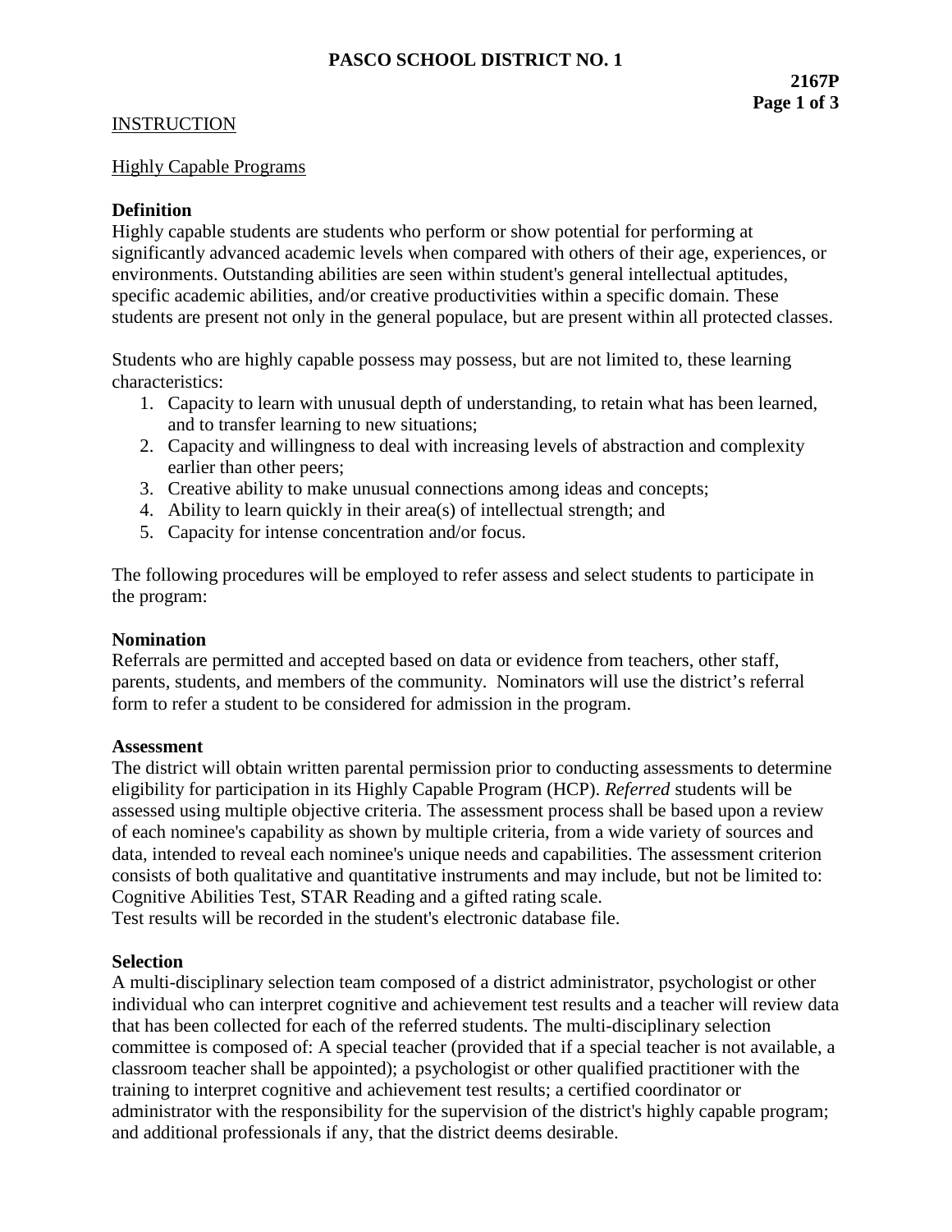# PASCO SCHOOL DISTRICT NO. 1

**2167P**

## INSTRUCTION

### Highly Capable Programs

**Definition**
Highly capable students are students who perform or show potential for performing at significantly advanced academic levels when compared with others of their age, experiences, or environments. Outstanding abilities are seen within student's general intellectual aptitudes, specific academic abilities, and/or creative productivities within a specific domain. These students are present not only in the general populace, but are present within all protected classes.

Students who are highly capable possess may possess, but are not limited to, these learning characteristics:

1. Capacity to learn with unusual depth of understanding, to retain what has been learned, and to transfer learning to new situations;
2. Capacity and willingness to deal with increasing levels of abstraction and complexity earlier than other peers;
3. Creative ability to make unusual connections among ideas and concepts;
4. Ability to learn quickly in their area(s) of intellectual strength; and
5. Capacity for intense concentration and/or focus.

The following procedures will be employed to refer assess and select students to participate in the program:

**Nomination**
Referrals are permitted and accepted based on data or evidence from teachers, other staff, parents, students, and members of the community. Nominators will use the district's referral form to refer a student to be considered for admission in the program.

**Assessment**
The district will obtain written parental permission prior to conducting assessments to determine eligibility for participation in its Highly Capable Program (HCP). *Referred* students will be assessed using multiple objective criteria. The assessment process shall be based upon a review of each nominee's capability as shown by multiple criteria, from a wide variety of sources and data, intended to reveal each nominee's unique needs and capabilities. The assessment criterion consists of both qualitative and quantitative instruments and may include, but not be limited to: Cognitive Abilities Test, STAR Reading and a gifted rating scale.
Test results will be recorded in the student's electronic database file.

**Selection**
A multi-disciplinary selection team composed of a district administrator, psychologist or other individual who can interpret cognitive and achievement test results and a teacher will review data that has been collected for each of the referred students. The multi-disciplinary selection committee is composed of: A special teacher (provided that if a special teacher is not available, a classroom teacher shall be appointed); a psychologist or other qualified practitioner with the training to interpret cognitive and achievement test results; a certified coordinator or administrator with the responsibility for the supervision of the district's highly capable program; and additional professionals if any, that the district deems desirable.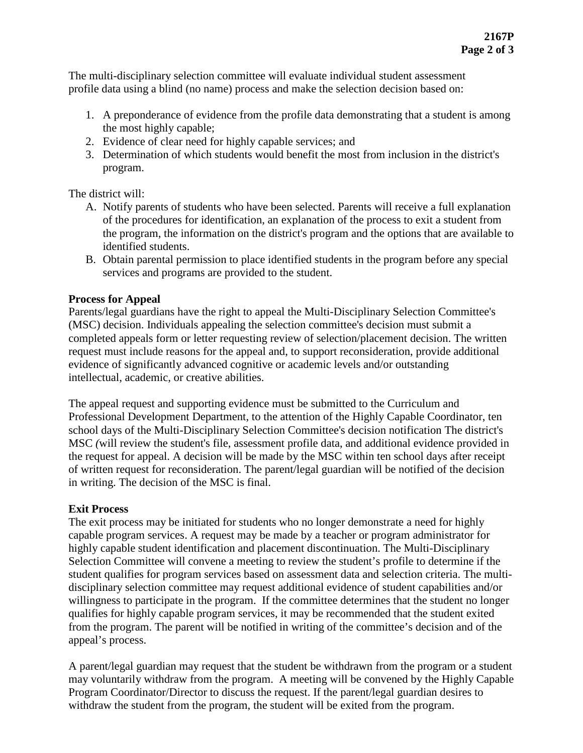The multi-disciplinary selection committee will evaluate individual student assessment profile data using a blind (no name) process and make the selection decision based on:

1. A preponderance of evidence from the profile data demonstrating that a student is among the most highly capable;
2. Evidence of clear need for highly capable services; and
3. Determination of which students would benefit the most from inclusion in the district's program.

The district will:

A. Notify parents of students who have been selected. Parents will receive a full explanation of the procedures for identification, an explanation of the process to exit a student from the program, the information on the district's program and the options that are available to identified students.
B. Obtain parental permission to place identified students in the program before any special services and programs are provided to the student.

**Process for Appeal**

Parents/legal guardians have the right to appeal the Multi-Disciplinary Selection Committee's (MSC) decision. Individuals appealing the selection committee's decision must submit a completed appeals form or letter requesting review of selection/placement decision. The written request must include reasons for the appeal and, to support reconsideration, provide additional evidence of significantly advanced cognitive or academic levels and/or outstanding intellectual, academic, or creative abilities.

The appeal request and supporting evidence must be submitted to the Curriculum and Professional Development Department, to the attention of the Highly Capable Coordinator, ten school days of the Multi-Disciplinary Selection Committee's decision notification The district's MSC (will review the student's file, assessment profile data, and additional evidence provided in the request for appeal. A decision will be made by the MSC within ten school days after receipt of written request for reconsideration. The parent/legal guardian will be notified of the decision in writing. The decision of the MSC is final.

**Exit Process**

The exit process may be initiated for students who no longer demonstrate a need for highly capable program services. A request may be made by a teacher or program administrator for highly capable student identification and placement discontinuation. The Multi-Disciplinary Selection Committee will convene a meeting to review the student's profile to determine if the student qualifies for program services based on assessment data and selection criteria. The multi-disciplinary selection committee may request additional evidence of student capabilities and/or willingness to participate in the program. If the committee determines that the student no longer qualifies for highly capable program services, it may be recommended that the student exited from the program. The parent will be notified in writing of the committee's decision and of the appeal's process.

A parent/legal guardian may request that the student be withdrawn from the program or a student may voluntarily withdraw from the program. A meeting will be convened by the Highly Capable Program Coordinator/Director to discuss the request. If the parent/legal guardian desires to withdraw the student from the program, the student will be exited from the program.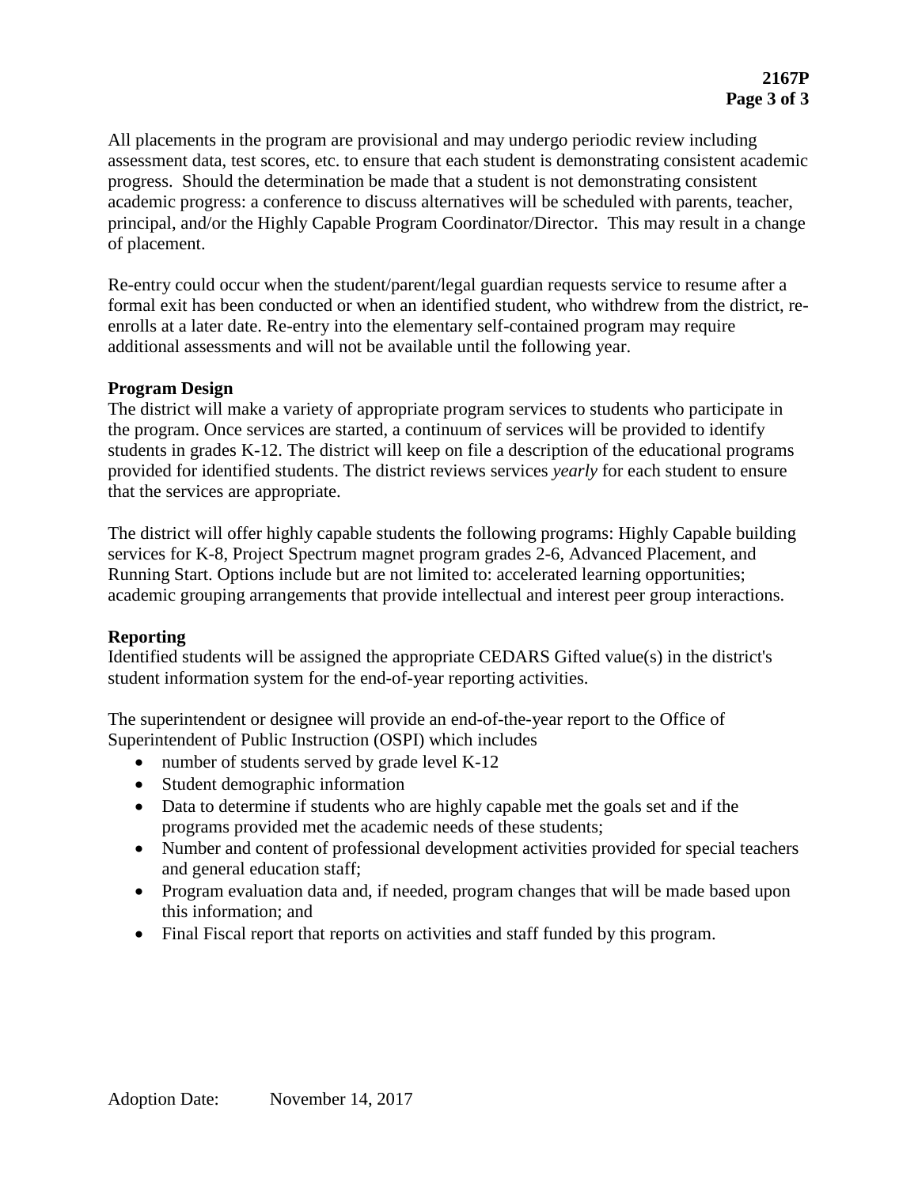All placements in the program are provisional and may undergo periodic review including assessment data, test scores, etc. to ensure that each student is demonstrating consistent academic progress. Should the determination be made that a student is not demonstrating consistent academic progress: a conference to discuss alternatives will be scheduled with parents, teacher, principal, and/or the Highly Capable Program Coordinator/Director. This may result in a change of placement.

Re-entry could occur when the student/parent/legal guardian requests service to resume after a formal exit has been conducted or when an identified student, who withdrew from the district, re-enrolls at a later date. Re-entry into the elementary self-contained program may require additional assessments and will not be available until the following year.

**Program Design**

The district will make a variety of appropriate program services to students who participate in the program. Once services are started, a continuum of services will be provided to identify students in grades K-12. The district will keep on file a description of the educational programs provided for identified students. The district reviews services *yearly* for each student to ensure that the services are appropriate.

The district will offer highly capable students the following programs: Highly Capable building services for K-8, Project Spectrum magnet program grades 2-6, Advanced Placement, and Running Start. Options include but are not limited to: accelerated learning opportunities; academic grouping arrangements that provide intellectual and interest peer group interactions.

**Reporting**

Identified students will be assigned the appropriate CEDARS Gifted value(s) in the district's student information system for the end-of-year reporting activities.

The superintendent or designee will provide an end-of-the-year report to the Office of Superintendent of Public Instruction (OSPI) which includes

- number of students served by grade level K-12
- Student demographic information
- Data to determine if students who are highly capable met the goals set and if the programs provided met the academic needs of these students;
- Number and content of professional development activities provided for special teachers and general education staff;
- Program evaluation data and, if needed, program changes that will be made based upon this information; and
- Final Fiscal report that reports on activities and staff funded by this program.

Adoption Date: November 14, 2017